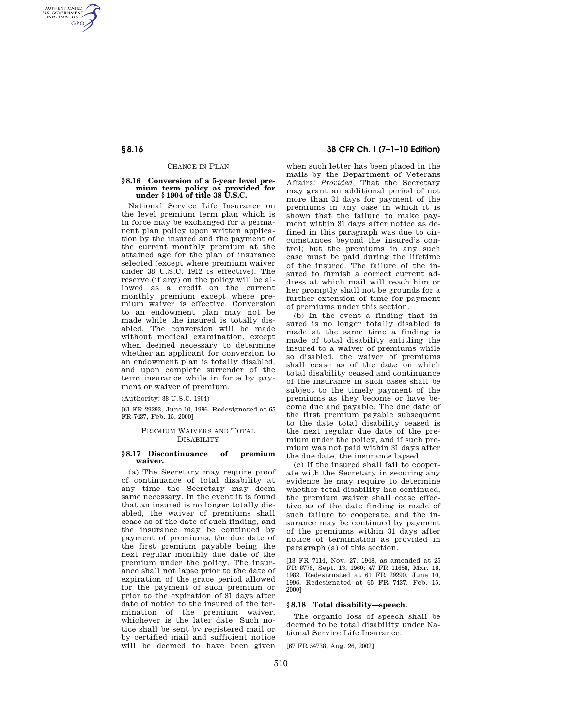CHANGE IN PLAN

### § 8.16 Conversion of a 5-year level premium term policy as provided for under § 1904 of title 38 U.S.C.

National Service Life Insurance on the level premium term plan which is in force may be exchanged for a permanent plan policy upon written application by the insured and the payment of the current monthly premium at the attained age for the plan of insurance selected (except where premium waiver under 38 U.S.C. 1912 is effective). The reserve (if any) on the policy will be allowed as a credit on the current monthly premium except where premium waiver is effective. Conversion to an endowment plan may not be made while the insured is totally disabled. The conversion will be made without medical examination, except when deemed necessary to determine whether an applicant for conversion to an endowment plan is totally disabled, and upon complete surrender of the term insurance while in force by payment or waiver of premium.

(Authority: 38 U.S.C. 1904)

[61 FR 29293, June 10, 1996. Redesignated at 65 FR 7437, Feb. 15, 2000]

PREMIUM WAIVERS AND TOTAL DISABILITY

### § 8.17 Discontinuance of premium waiver.

(a) The Secretary may require proof of continuance of total disability at any time the Secretary may deem same necessary. In the event it is found that an insured is no longer totally disabled, the waiver of premiums shall cease as of the date of such finding, and the insurance may be continued by payment of premiums, the due date of the first premium payable being the next regular monthly due date of the premium under the policy. The insurance shall not lapse prior to the date of expiration of the grace period allowed for the payment of such premium or prior to the expiration of 31 days after date of notice to the insured of the termination of the premium waiver, whichever is the later date. Such notice shall be sent by registered mail or by certified mail and sufficient notice will be deemed to have been given when such letter has been placed in the mails by the Department of Veterans Affairs: *Provided*, That the Secretary may grant an additional period of not more than 31 days for payment of the premiums in any case in which it is shown that the failure to make payment within 31 days after notice as defined in this paragraph was due to circumstances beyond the insured's control; but the premiums in any such case must be paid during the lifetime of the insured. The failure of the insured to furnish a correct current address at which mail will reach him or her promptly shall not be grounds for a further extension of time for payment of premiums under this section.

(b) In the event a finding that insured is no longer totally disabled is made at the same time a finding is made of total disability entitling the insured to a waiver of premiums while so disabled, the waiver of premiums shall cease as of the date on which total disability ceased and continuance of the insurance in such cases shall be subject to the timely payment of the premiums as they become or have become due and payable. The due date of the first premium payable subsequent to the date total disability ceased is the next regular due date of the premium under the policy, and if such premium was not paid within 31 days after the due date, the insurance lapsed.

(c) If the insured shall fail to cooperate with the Secretary in securing any evidence he may require to determine whether total disability has continued, the premium waiver shall cease effective as of the date finding is made of such failure to cooperate, and the insurance may be continued by payment of the premiums within 31 days after notice of termination as provided in paragraph (a) of this section.

[13 FR 7114, Nov. 27, 1948, as amended at 25 FR 8776, Sept. 13, 1960; 47 FR 11658, Mar. 18, 1982. Redesignated at 61 FR 29290, June 10, 1996. Redesignated at 65 FR 7437, Feb. 15, 2000]

### § 8.18 Total disability—speech.

The organic loss of speech shall be deemed to be total disability under National Service Life Insurance.

[67 FR 54738, Aug. 26, 2002]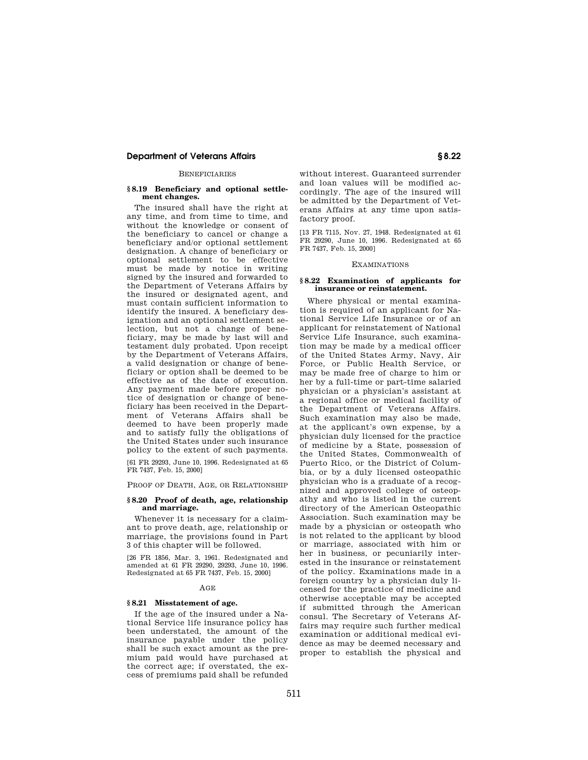BENEFICIARIES

### § 8.19 Beneficiary and optional settlement changes.

The insured shall have the right at any time, and from time to time, and without the knowledge or consent of the beneficiary to cancel or change a beneficiary and/or optional settlement designation. A change of beneficiary or optional settlement to be effective must be made by notice in writing signed by the insured and forwarded to the Department of Veterans Affairs by the insured or designated agent, and must contain sufficient information to identify the insured. A beneficiary designation and an optional settlement selection, but not a change of beneficiary, may be made by last will and testament duly probated. Upon receipt by the Department of Veterans Affairs, a valid designation or change of beneficiary or option shall be deemed to be effective as of the date of execution. Any payment made before proper notice of designation or change of beneficiary has been received in the Department of Veterans Affairs shall be deemed to have been properly made and to satisfy fully the obligations of the United States under such insurance policy to the extent of such payments.

[61 FR 29293, June 10, 1996. Redesignated at 65 FR 7437, Feb. 15, 2000]

PROOF OF DEATH, AGE, OR RELATIONSHIP

### § 8.20 Proof of death, age, relationship and marriage.

Whenever it is necessary for a claimant to prove death, age, relationship or marriage, the provisions found in Part 3 of this chapter will be followed.

[26 FR 1856, Mar. 3, 1961. Redesignated and amended at 61 FR 29290, 29293, June 10, 1996. Redesignated at 65 FR 7437, Feb. 15, 2000]

AGE

### § 8.21 Misstatement of age.

If the age of the insured under a National Service life insurance policy has been understated, the amount of the insurance payable under the policy shall be such exact amount as the premium paid would have purchased at the correct age; if overstated, the excess of premiums paid shall be refunded without interest. Guaranteed surrender and loan values will be modified accordingly. The age of the insured will be admitted by the Department of Veterans Affairs at any time upon satisfactory proof.

[13 FR 7115, Nov. 27, 1948. Redesignated at 61 FR 29290, June 10, 1996. Redesignated at 65 FR 7437, Feb. 15, 2000]

EXAMINATIONS

### § 8.22 Examination of applicants for insurance or reinstatement.

Where physical or mental examination is required of an applicant for National Service Life Insurance or of an applicant for reinstatement of National Service Life Insurance, such examination may be made by a medical officer of the United States Army, Navy, Air Force, or Public Health Service, or may be made free of charge to him or her by a full-time or part-time salaried physician or a physician's assistant at a regional office or medical facility of the Department of Veterans Affairs. Such examination may also be made, at the applicant's own expense, by a physician duly licensed for the practice of medicine by a State, possession of the United States, Commonwealth of Puerto Rico, or the District of Columbia, or by a duly licensed osteopathic physician who is a graduate of a recognized and approved college of osteopathy and who is listed in the current directory of the American Osteopathic Association. Such examination may be made by a physician or osteopath who is not related to the applicant by blood or marriage, associated with him or her in business, or pecuniarily interested in the insurance or reinstatement of the policy. Examinations made in a foreign country by a physician duly licensed for the practice of medicine and otherwise acceptable may be accepted if submitted through the American consul. The Secretary of Veterans Affairs may require such further medical examination or additional medical evidence as may be deemed necessary and proper to establish the physical and